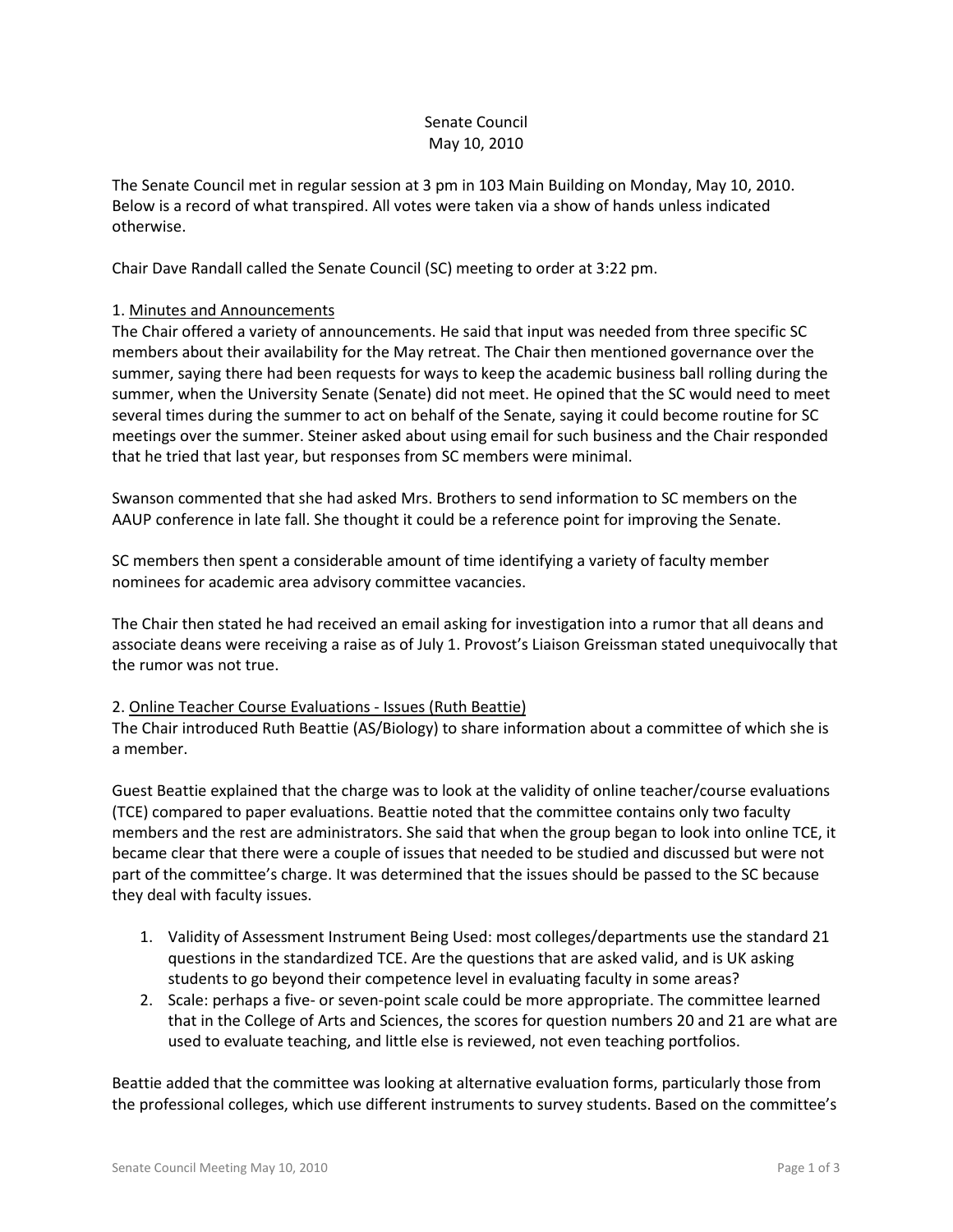# Senate Council
## May 10, 2010

The Senate Council met in regular session at 3 pm in 103 Main Building on Monday, May 10, 2010. Below is a record of what transpired. All votes were taken via a show of hands unless indicated otherwise.

Chair Dave Randall called the Senate Council (SC) meeting to order at 3:22 pm.

1. <u>Minutes and Announcements</u>

The Chair offered a variety of announcements. He said that input was needed from three specific SC members about their availability for the May retreat. The Chair then mentioned governance over the summer, saying there had been requests for ways to keep the academic business ball rolling during the summer, when the University Senate (Senate) did not meet. He opined that the SC would need to meet several times during the summer to act on behalf of the Senate, saying it could become routine for SC meetings over the summer. Steiner asked about using email for such business and the Chair responded that he tried that last year, but responses from SC members were minimal.

Swanson commented that she had asked Mrs. Brothers to send information to SC members on the AAUP conference in late fall. She thought it could be a reference point for improving the Senate.

SC members then spent a considerable amount of time identifying a variety of faculty member nominees for academic area advisory committee vacancies.

The Chair then stated he had received an email asking for investigation into a rumor that all deans and associate deans were receiving a raise as of July 1. Provost's Liaison Greissman stated unequivocally that the rumor was not true.

2. <u>Online Teacher Course Evaluations - Issues (Ruth Beattie)</u>

The Chair introduced Ruth Beattie (AS/Biology) to share information about a committee of which she is a member.

Guest Beattie explained that the charge was to look at the validity of online teacher/course evaluations (TCE) compared to paper evaluations. Beattie noted that the committee contains only two faculty members and the rest are administrators. She said that when the group began to look into online TCE, it became clear that there were a couple of issues that needed to be studied and discussed but were not part of the committee's charge. It was determined that the issues should be passed to the SC because they deal with faculty issues.

1. Validity of Assessment Instrument Being Used: most colleges/departments use the standard 21 questions in the standardized TCE. Are the questions that are asked valid, and is UK asking students to go beyond their competence level in evaluating faculty in some areas?
2. Scale: perhaps a five- or seven-point scale could be more appropriate. The committee learned that in the College of Arts and Sciences, the scores for question numbers 20 and 21 are what are used to evaluate teaching, and little else is reviewed, not even teaching portfolios.

Beattie added that the committee was looking at alternative evaluation forms, particularly those from the professional colleges, which use different instruments to survey students. Based on the committee's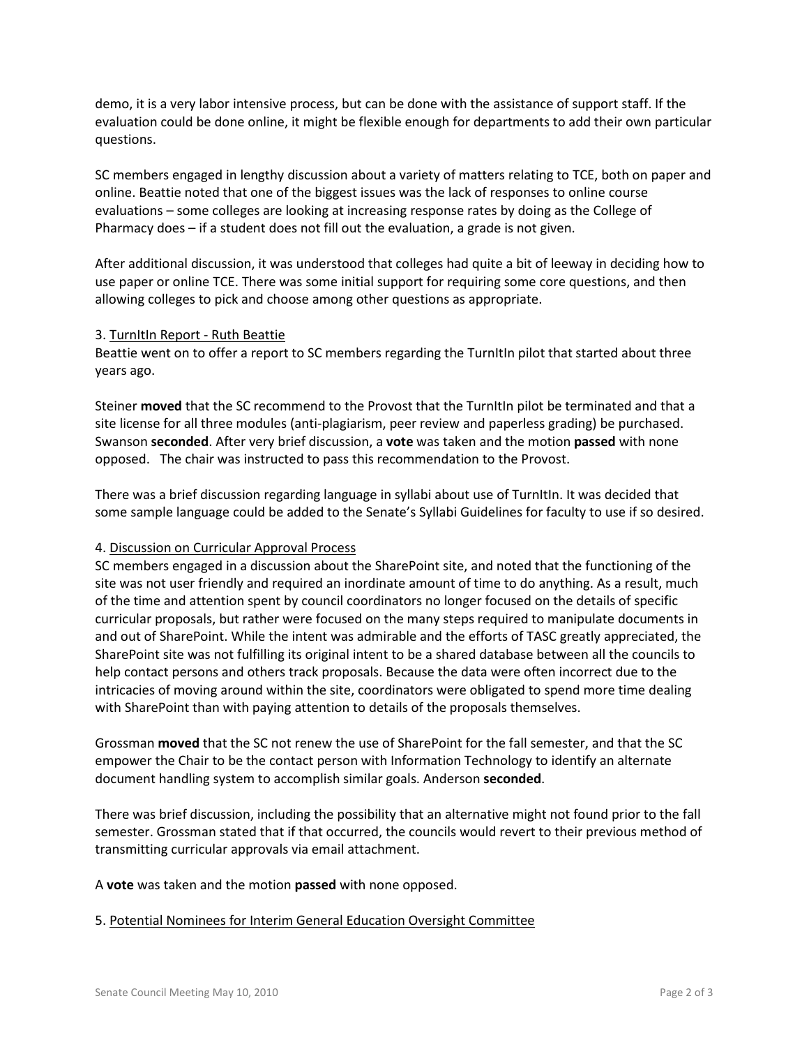demo, it is a very labor intensive process, but can be done with the assistance of support staff. If the evaluation could be done online, it might be flexible enough for departments to add their own particular questions.

SC members engaged in lengthy discussion about a variety of matters relating to TCE, both on paper and online. Beattie noted that one of the biggest issues was the lack of responses to online course evaluations – some colleges are looking at increasing response rates by doing as the College of Pharmacy does – if a student does not fill out the evaluation, a grade is not given.

After additional discussion, it was understood that colleges had quite a bit of leeway in deciding how to use paper or online TCE. There was some initial support for requiring some core questions, and then allowing colleges to pick and choose among other questions as appropriate.

3. <u>TurnItIn Report - Ruth Beattie</u>
Beattie went on to offer a report to SC members regarding the TurnItIn pilot that started about three years ago.

Steiner **moved** that the SC recommend to the Provost that the TurnItIn pilot be terminated and that a site license for all three modules (anti-plagiarism, peer review and paperless grading) be purchased. Swanson **seconded**. After very brief discussion, a **vote** was taken and the motion **passed** with none opposed. The chair was instructed to pass this recommendation to the Provost.

There was a brief discussion regarding language in syllabi about use of TurnItIn. It was decided that some sample language could be added to the Senate's Syllabi Guidelines for faculty to use if so desired.

4. <u>Discussion on Curricular Approval Process</u>
SC members engaged in a discussion about the SharePoint site, and noted that the functioning of the site was not user friendly and required an inordinate amount of time to do anything. As a result, much of the time and attention spent by council coordinators no longer focused on the details of specific curricular proposals, but rather were focused on the many steps required to manipulate documents in and out of SharePoint. While the intent was admirable and the efforts of TASC greatly appreciated, the SharePoint site was not fulfilling its original intent to be a shared database between all the councils to help contact persons and others track proposals. Because the data were often incorrect due to the intricacies of moving around within the site, coordinators were obligated to spend more time dealing with SharePoint than with paying attention to details of the proposals themselves.

Grossman **moved** that the SC not renew the use of SharePoint for the fall semester, and that the SC empower the Chair to be the contact person with Information Technology to identify an alternate document handling system to accomplish similar goals. Anderson **seconded**.

There was brief discussion, including the possibility that an alternative might not found prior to the fall semester. Grossman stated that if that occurred, the councils would revert to their previous method of transmitting curricular approvals via email attachment.

A **vote** was taken and the motion **passed** with none opposed.

5. <u>Potential Nominees for Interim General Education Oversight Committee</u>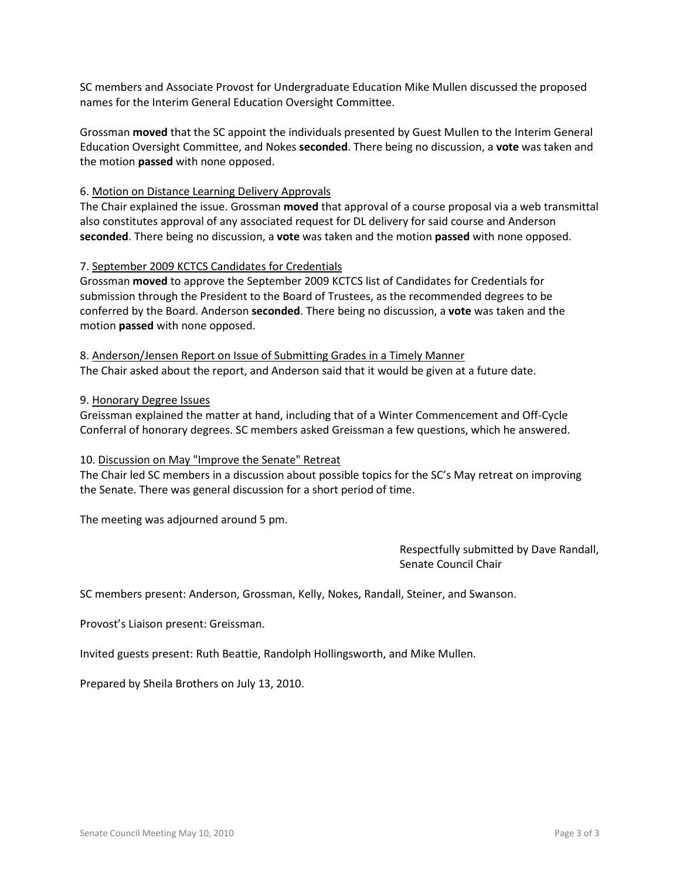SC members and Associate Provost for Undergraduate Education Mike Mullen discussed the proposed names for the Interim General Education Oversight Committee.

Grossman **moved** that the SC appoint the individuals presented by Guest Mullen to the Interim General Education Oversight Committee, and Nokes **seconded**. There being no discussion, a **vote** was taken and the motion **passed** with none opposed.

6. Motion on Distance Learning Delivery Approvals
The Chair explained the issue. Grossman **moved** that approval of a course proposal via a web transmittal also constitutes approval of any associated request for DL delivery for said course and Anderson **seconded**. There being no discussion, a **vote** was taken and the motion **passed** with none opposed.

7. September 2009 KCTCS Candidates for Credentials
Grossman **moved** to approve the September 2009 KCTCS list of Candidates for Credentials for submission through the President to the Board of Trustees, as the recommended degrees to be conferred by the Board. Anderson **seconded**. There being no discussion, a **vote** was taken and the motion **passed** with none opposed.

8. Anderson/Jensen Report on Issue of Submitting Grades in a Timely Manner
The Chair asked about the report, and Anderson said that it would be given at a future date.

9. Honorary Degree Issues
Greissman explained the matter at hand, including that of a Winter Commencement and Off-Cycle Conferral of honorary degrees. SC members asked Greissman a few questions, which he answered.

10. Discussion on May "Improve the Senate" Retreat
The Chair led SC members in a discussion about possible topics for the SC's May retreat on improving the Senate. There was general discussion for a short period of time.

The meeting was adjourned around 5 pm.

Respectfully submitted by Dave Randall,
Senate Council Chair

SC members present: Anderson, Grossman, Kelly, Nokes, Randall, Steiner, and Swanson.

Provost's Liaison present: Greissman.

Invited guests present: Ruth Beattie, Randolph Hollingsworth, and Mike Mullen.

Prepared by Sheila Brothers on July 13, 2010.